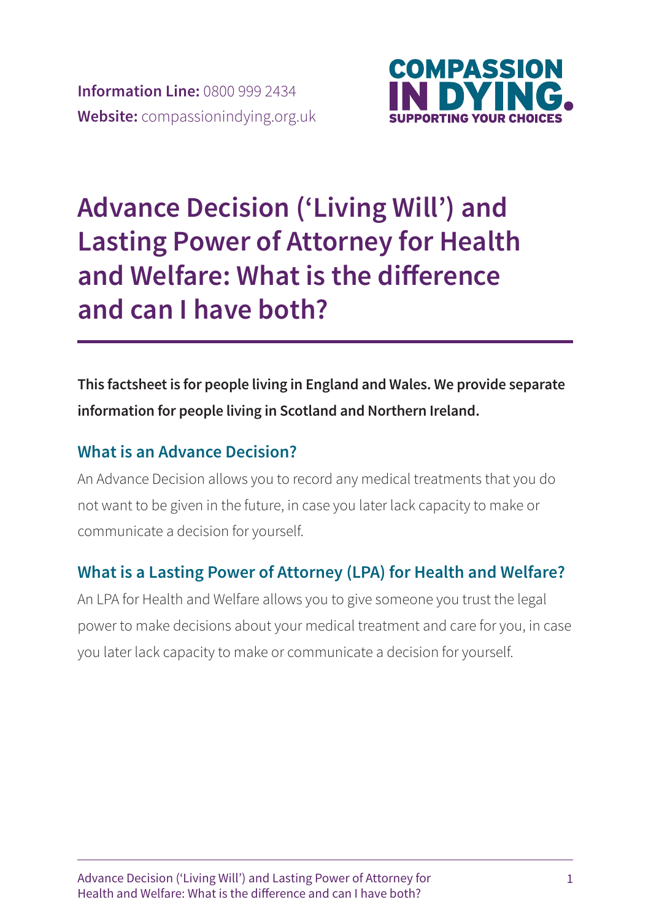**Information Line:** 0800 999 2434
**Website:** compassionindying.org.uk

COMPASSION IN DYING. SUPPORTING YOUR CHOICES

# Advance Decision ('Living Will') and Lasting Power of Attorney for Health and Welfare: What is the difference and can I have both?

**This factsheet is for people living in England and Wales. We provide separate information for people living in Scotland and Northern Ireland.**

## What is an Advance Decision?

An Advance Decision allows you to record any medical treatments that you do not want to be given in the future, in case you later lack capacity to make or communicate a decision for yourself.

## What is a Lasting Power of Attorney (LPA) for Health and Welfare?

An LPA for Health and Welfare allows you to give someone you trust the legal power to make decisions about your medical treatment and care for you, in case you later lack capacity to make or communicate a decision for yourself.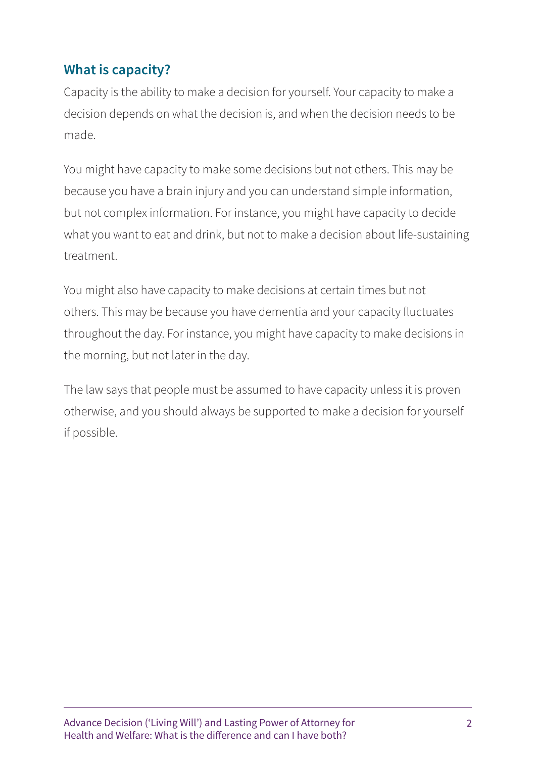## What is capacity?

Capacity is the ability to make a decision for yourself. Your capacity to make a decision depends on what the decision is, and when the decision needs to be made.

You might have capacity to make some decisions but not others. This may be because you have a brain injury and you can understand simple information, but not complex information. For instance, you might have capacity to decide what you want to eat and drink, but not to make a decision about life-sustaining treatment.

You might also have capacity to make decisions at certain times but not others. This may be because you have dementia and your capacity fluctuates throughout the day. For instance, you might have capacity to make decisions in the morning, but not later in the day.

The law says that people must be assumed to have capacity unless it is proven otherwise, and you should always be supported to make a decision for yourself if possible.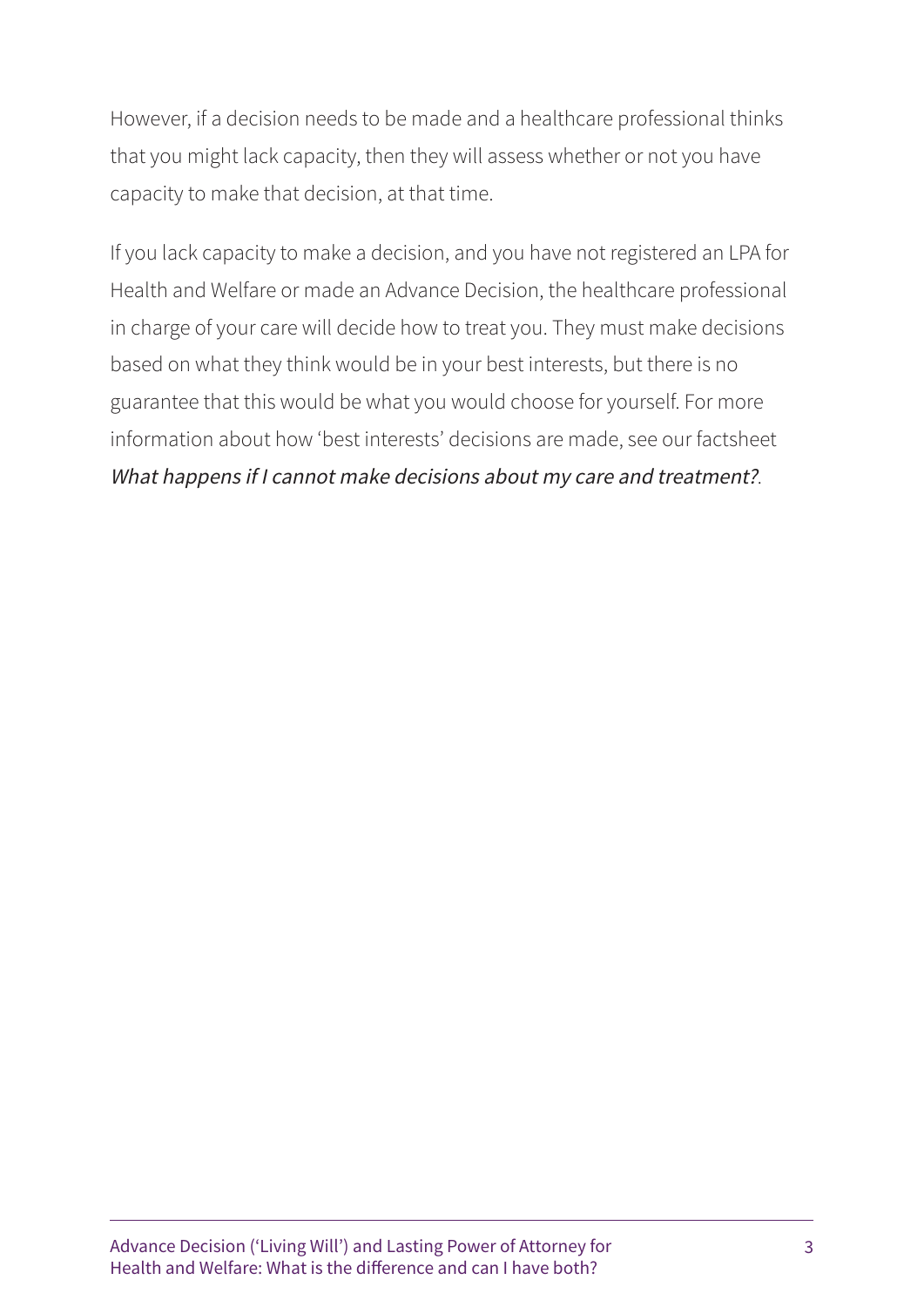However, if a decision needs to be made and a healthcare professional thinks that you might lack capacity, then they will assess whether or not you have capacity to make that decision, at that time.

If you lack capacity to make a decision, and you have not registered an LPA for Health and Welfare or made an Advance Decision, the healthcare professional in charge of your care will decide how to treat you. They must make decisions based on what they think would be in your best interests, but there is no guarantee that this would be what you would choose for yourself. For more information about how 'best interests' decisions are made, see our factsheet *What happens if I cannot make decisions about my care and treatment?*.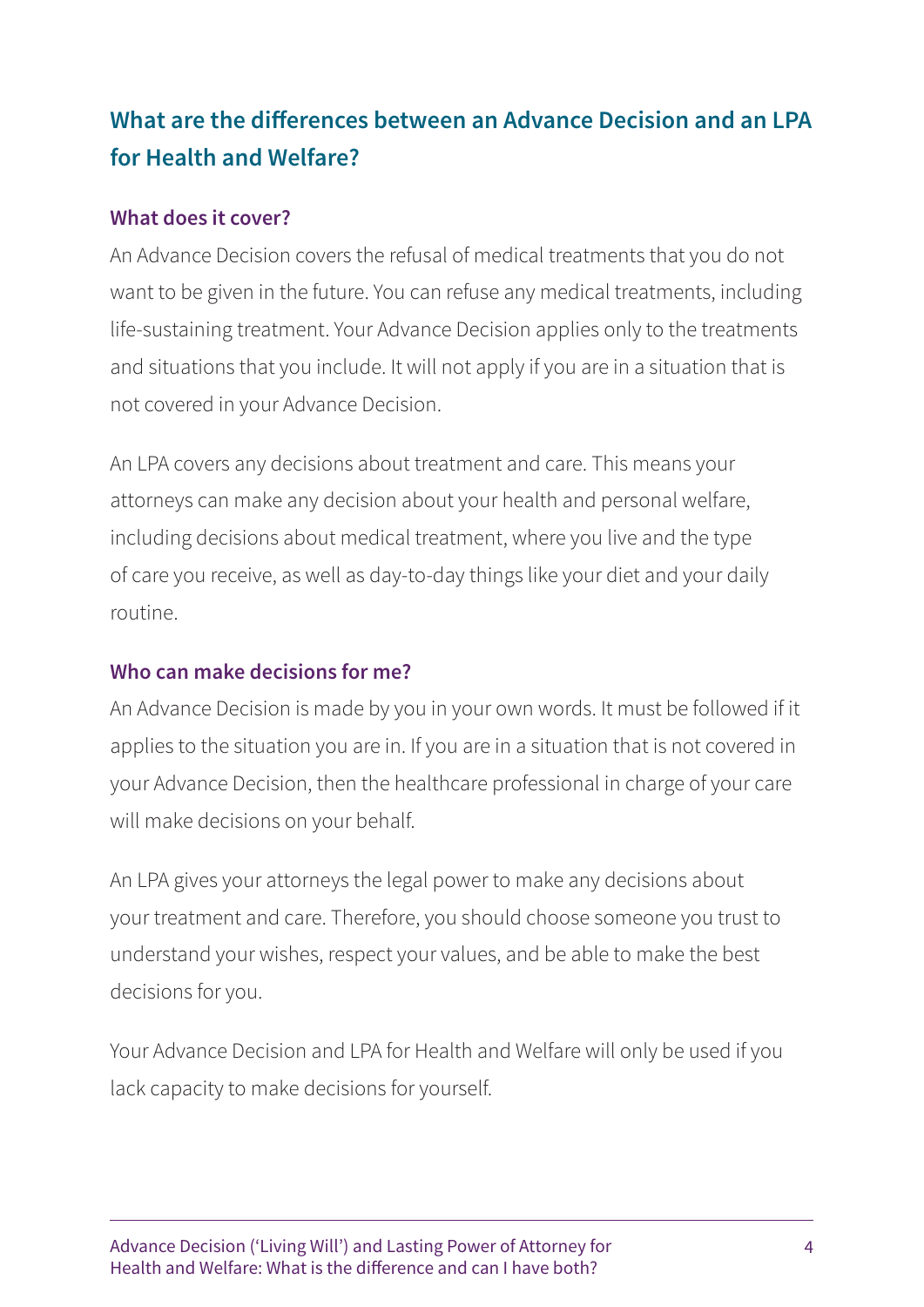## What are the differences between an Advance Decision and an LPA for Health and Welfare?

### What does it cover?

An Advance Decision covers the refusal of medical treatments that you do not want to be given in the future. You can refuse any medical treatments, including life-sustaining treatment. Your Advance Decision applies only to the treatments and situations that you include. It will not apply if you are in a situation that is not covered in your Advance Decision.

An LPA covers any decisions about treatment and care. This means your attorneys can make any decision about your health and personal welfare, including decisions about medical treatment, where you live and the type of care you receive, as well as day-to-day things like your diet and your daily routine.

### Who can make decisions for me?

An Advance Decision is made by you in your own words. It must be followed if it applies to the situation you are in. If you are in a situation that is not covered in your Advance Decision, then the healthcare professional in charge of your care will make decisions on your behalf.

An LPA gives your attorneys the legal power to make any decisions about your treatment and care. Therefore, you should choose someone you trust to understand your wishes, respect your values, and be able to make the best decisions for you.

Your Advance Decision and LPA for Health and Welfare will only be used if you lack capacity to make decisions for yourself.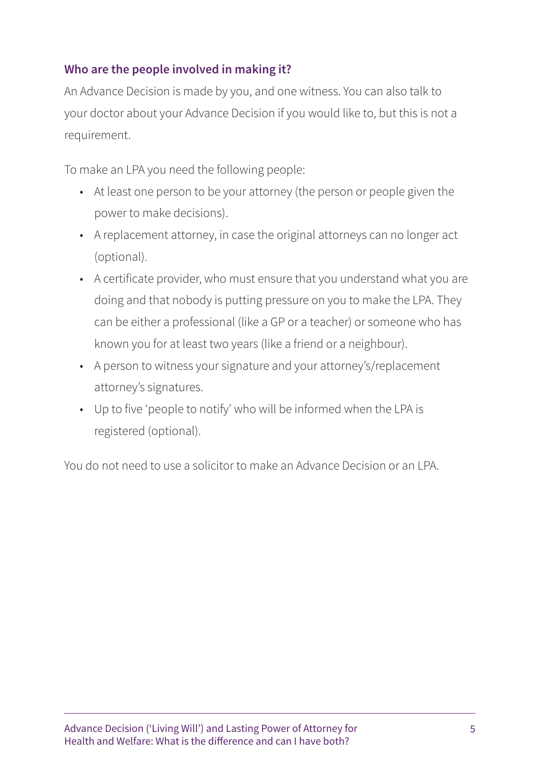### Who are the people involved in making it?

An Advance Decision is made by you, and one witness. You can also talk to your doctor about your Advance Decision if you would like to, but this is not a requirement.

To make an LPA you need the following people:

- At least one person to be your attorney (the person or people given the power to make decisions).
- A replacement attorney, in case the original attorneys can no longer act (optional).
- A certificate provider, who must ensure that you understand what you are doing and that nobody is putting pressure on you to make the LPA. They can be either a professional (like a GP or a teacher) or someone who has known you for at least two years (like a friend or a neighbour).
- A person to witness your signature and your attorney's/replacement attorney's signatures.
- Up to five 'people to notify' who will be informed when the LPA is registered (optional).

You do not need to use a solicitor to make an Advance Decision or an LPA.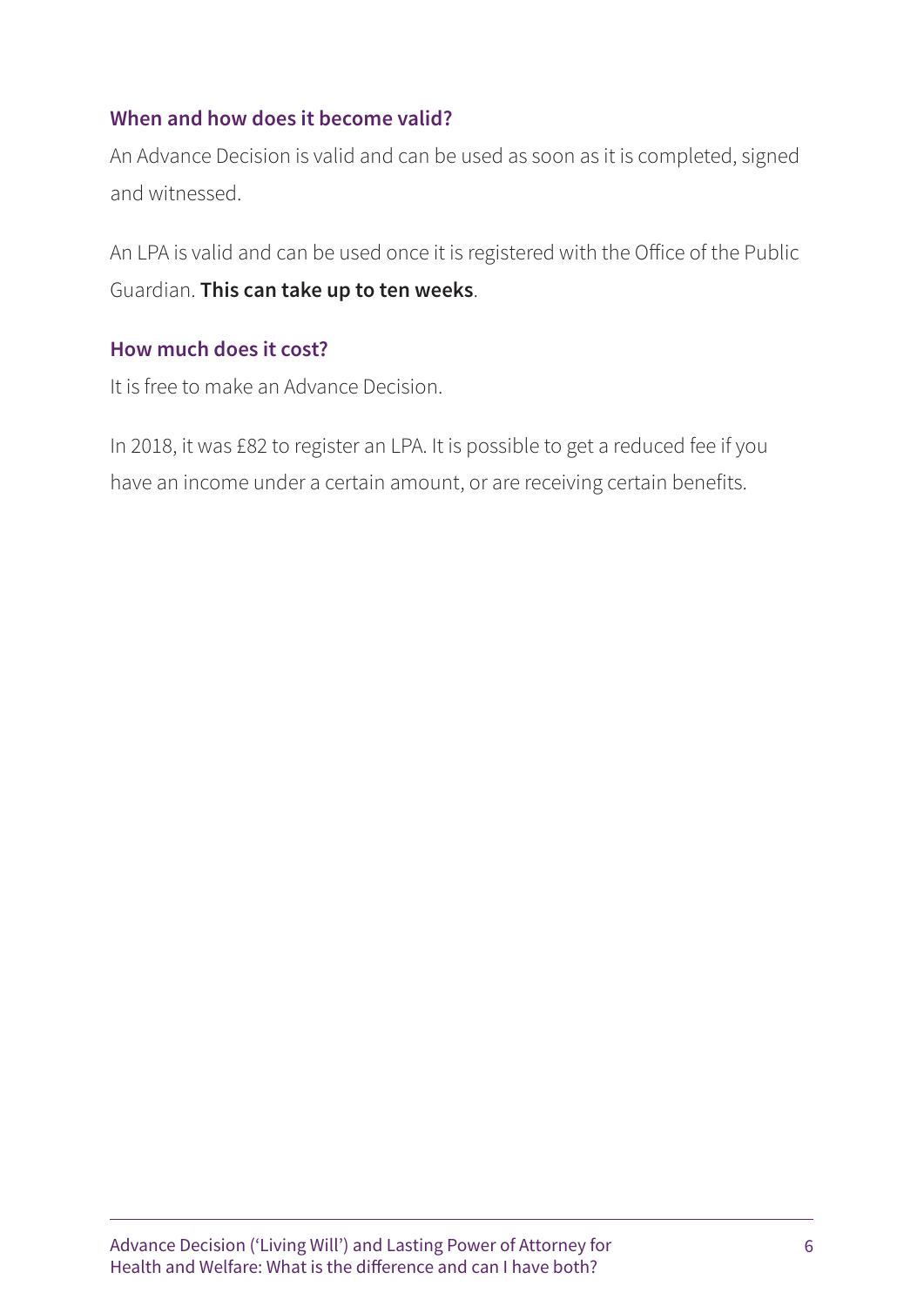### When and how does it become valid?

An Advance Decision is valid and can be used as soon as it is completed, signed and witnessed.

An LPA is valid and can be used once it is registered with the Office of the Public Guardian. **This can take up to ten weeks**.

### How much does it cost?

It is free to make an Advance Decision.

In 2018, it was £82 to register an LPA. It is possible to get a reduced fee if you have an income under a certain amount, or are receiving certain benefits.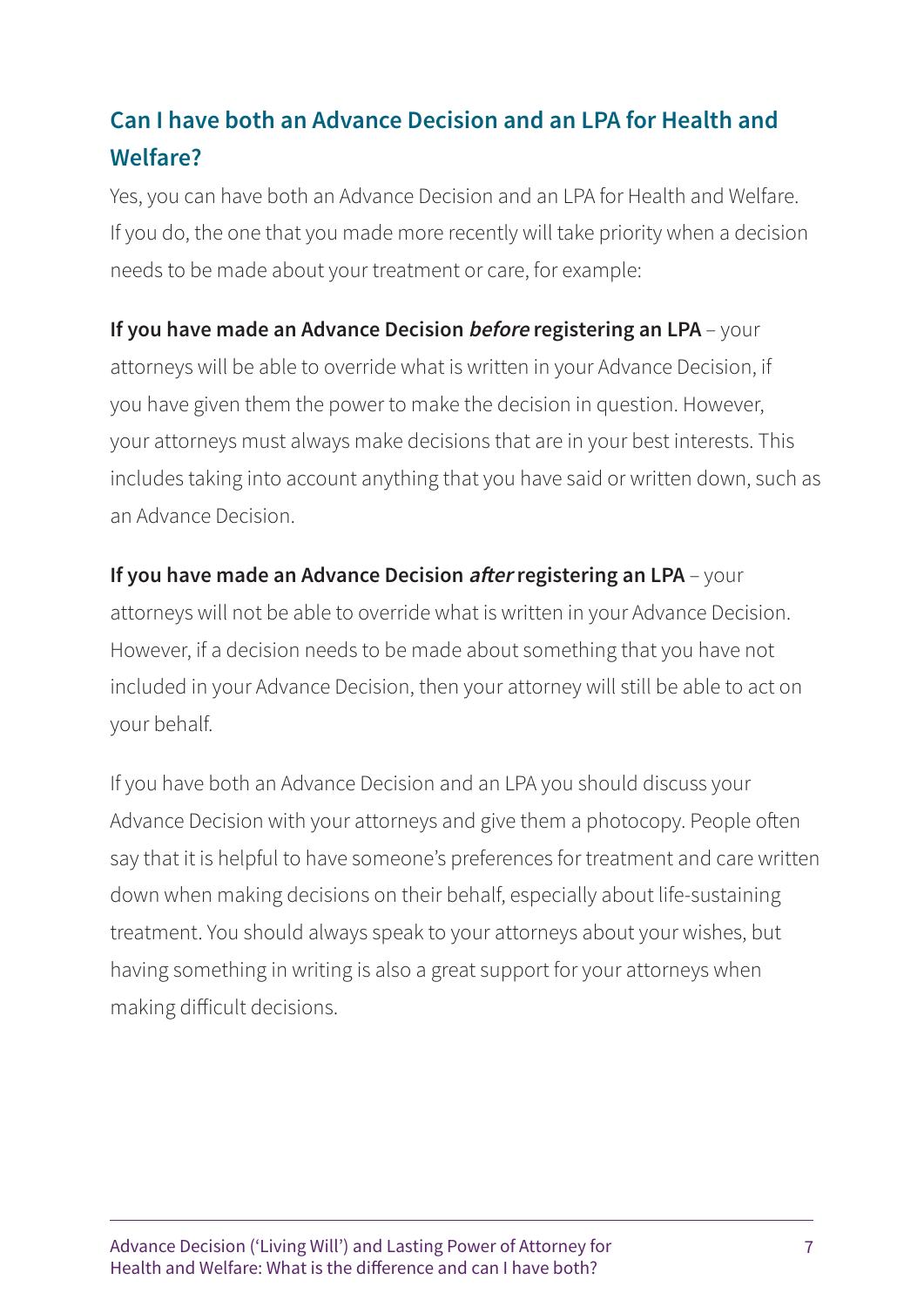## Can I have both an Advance Decision and an LPA for Health and Welfare?

Yes, you can have both an Advance Decision and an LPA for Health and Welfare. If you do, the one that you made more recently will take priority when a decision needs to be made about your treatment or care, for example:

**If you have made an Advance Decision *before* registering an LPA** – your attorneys will be able to override what is written in your Advance Decision, if you have given them the power to make the decision in question. However, your attorneys must always make decisions that are in your best interests. This includes taking into account anything that you have said or written down, such as an Advance Decision.

**If you have made an Advance Decision *after* registering an LPA** – your attorneys will not be able to override what is written in your Advance Decision. However, if a decision needs to be made about something that you have not included in your Advance Decision, then your attorney will still be able to act on your behalf.

If you have both an Advance Decision and an LPA you should discuss your Advance Decision with your attorneys and give them a photocopy. People often say that it is helpful to have someone's preferences for treatment and care written down when making decisions on their behalf, especially about life-sustaining treatment. You should always speak to your attorneys about your wishes, but having something in writing is also a great support for your attorneys when making difficult decisions.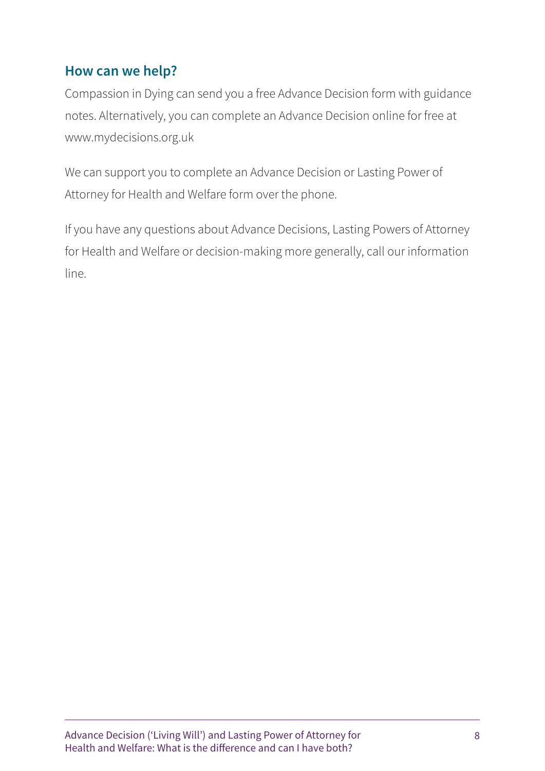## How can we help?

Compassion in Dying can send you a free Advance Decision form with guidance notes. Alternatively, you can complete an Advance Decision online for free at www.mydecisions.org.uk

We can support you to complete an Advance Decision or Lasting Power of Attorney for Health and Welfare form over the phone.

If you have any questions about Advance Decisions, Lasting Powers of Attorney for Health and Welfare or decision-making more generally, call our information line.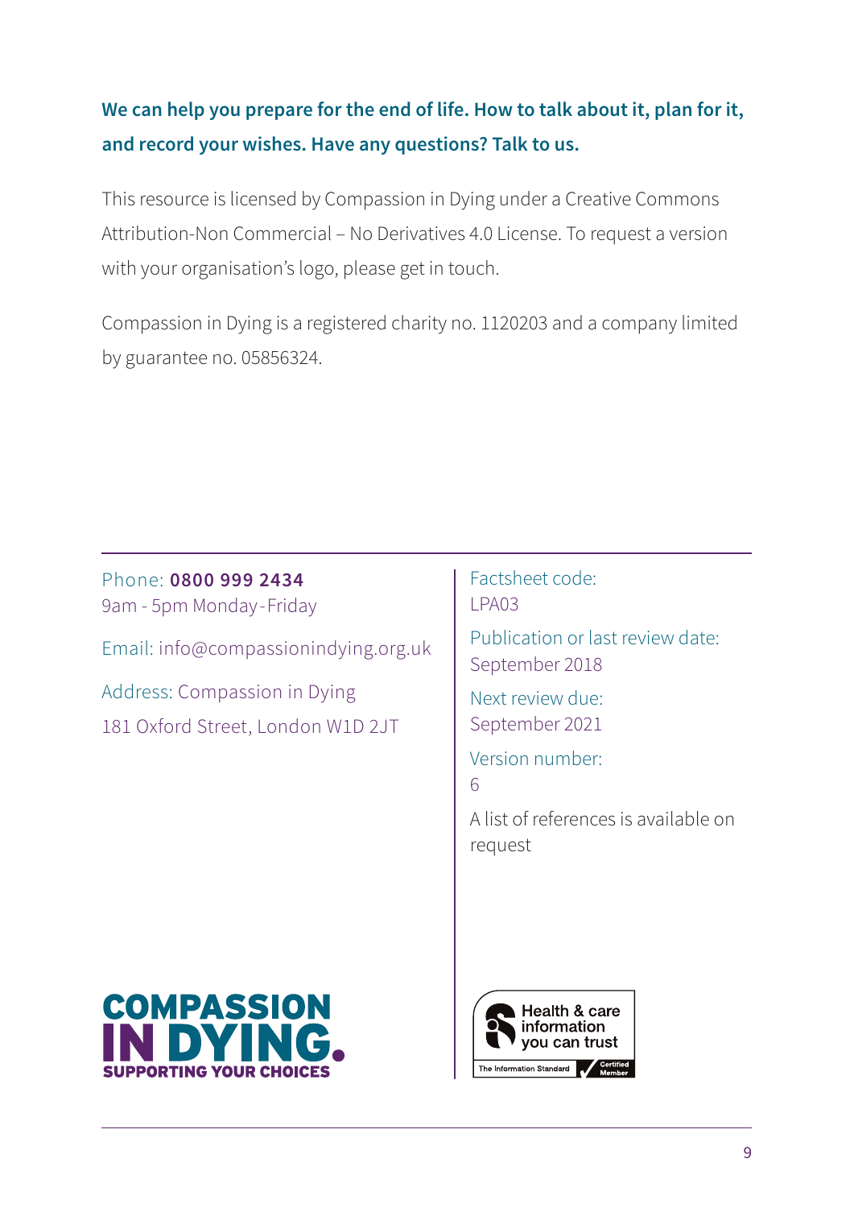**We can help you prepare for the end of life. How to talk about it, plan for it, and record your wishes. Have any questions? Talk to us.**

This resource is licensed by Compassion in Dying under a Creative Commons Attribution-Non Commercial – No Derivatives 4.0 License. To request a version with your organisation's logo, please get in touch.

Compassion in Dying is a registered charity no. 1120203 and a company limited by guarantee no. 05856324.

Phone: **0800 999 2434**
9am - 5pm Monday-Friday

Email: info@compassionindying.org.uk

Address: Compassion in Dying
181 Oxford Street, London W1D 2JT

Factsheet code:
LPA03

Publication or last review date:
September 2018

Next review due:
September 2021

Version number:
6

A list of references is available on request

COMPASSION IN DYING.
SUPPORTING YOUR CHOICES

Health & care information you can trust
The Information Standard
Certified Member